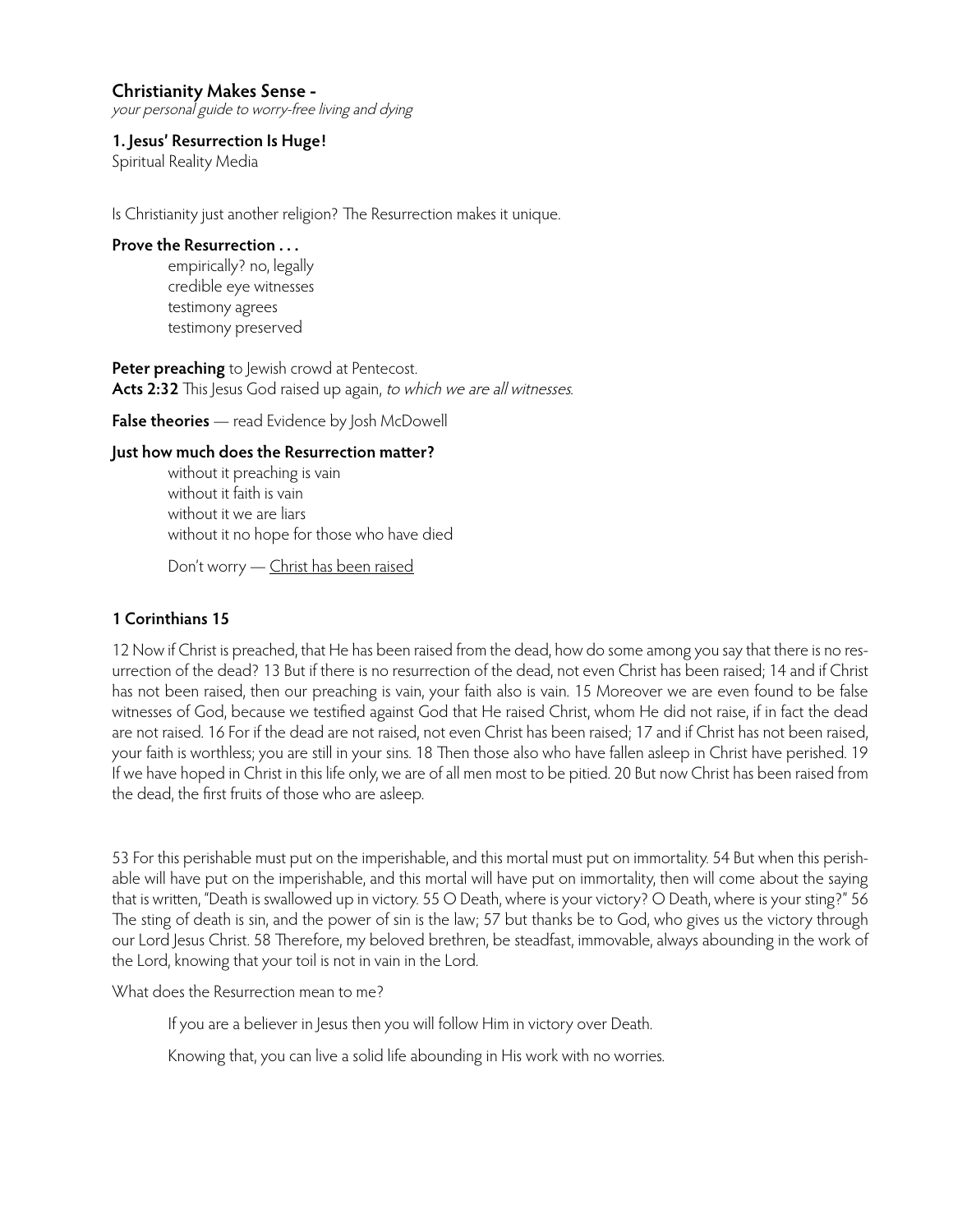## Christianity Makes Sense -

*your personal guide to worry-free living and dying*

### 1. Jesus' Resurrection Is Huge!

Spiritual Reality Media

Is Christianity just another religion? The Resurrection makes it unique.

**Prove the Resurrection . . .**

- empirically? no, legally
- credible eye witnesses
- testimony agrees
- testimony preserved

**Peter preaching** to Jewish crowd at Pentecost.
**Acts 2:32** This Jesus God raised up again, *to which we are all witnesses.*

**False theories** — read Evidence by Josh McDowell

**Just how much does the Resurrection matter?**

- without it preaching is vain
- without it faith is vain
- without it we are liars
- without it no hope for those who have died

Don't worry — <u>Christ has been raised</u>

### 1 Corinthians 15

12 Now if Christ is preached, that He has been raised from the dead, how do some among you say that there is no resurrection of the dead? 13 But if there is no resurrection of the dead, not even Christ has been raised; 14 and if Christ has not been raised, then our preaching is vain, your faith also is vain. 15 Moreover we are even found to be false witnesses of God, because we testified against God that He raised Christ, whom He did not raise, if in fact the dead are not raised. 16 For if the dead are not raised, not even Christ has been raised; 17 and if Christ has not been raised, your faith is worthless; you are still in your sins. 18 Then those also who have fallen asleep in Christ have perished. 19 If we have hoped in Christ in this life only, we are of all men most to be pitied. 20 But now Christ has been raised from the dead, the first fruits of those who are asleep.

53 For this perishable must put on the imperishable, and this mortal must put on immortality. 54 But when this perishable will have put on the imperishable, and this mortal will have put on immortality, then will come about the saying that is written, "Death is swallowed up in victory. 55 O Death, where is your victory? O Death, where is your sting?" 56 The sting of death is sin, and the power of sin is the law; 57 but thanks be to God, who gives us the victory through our Lord Jesus Christ. 58 Therefore, my beloved brethren, be steadfast, immovable, always abounding in the work of the Lord, knowing that your toil is not in vain in the Lord.

What does the Resurrection mean to me?

If you are a believer in Jesus then you will follow Him in victory over Death.

Knowing that, you can live a solid life abounding in His work with no worries.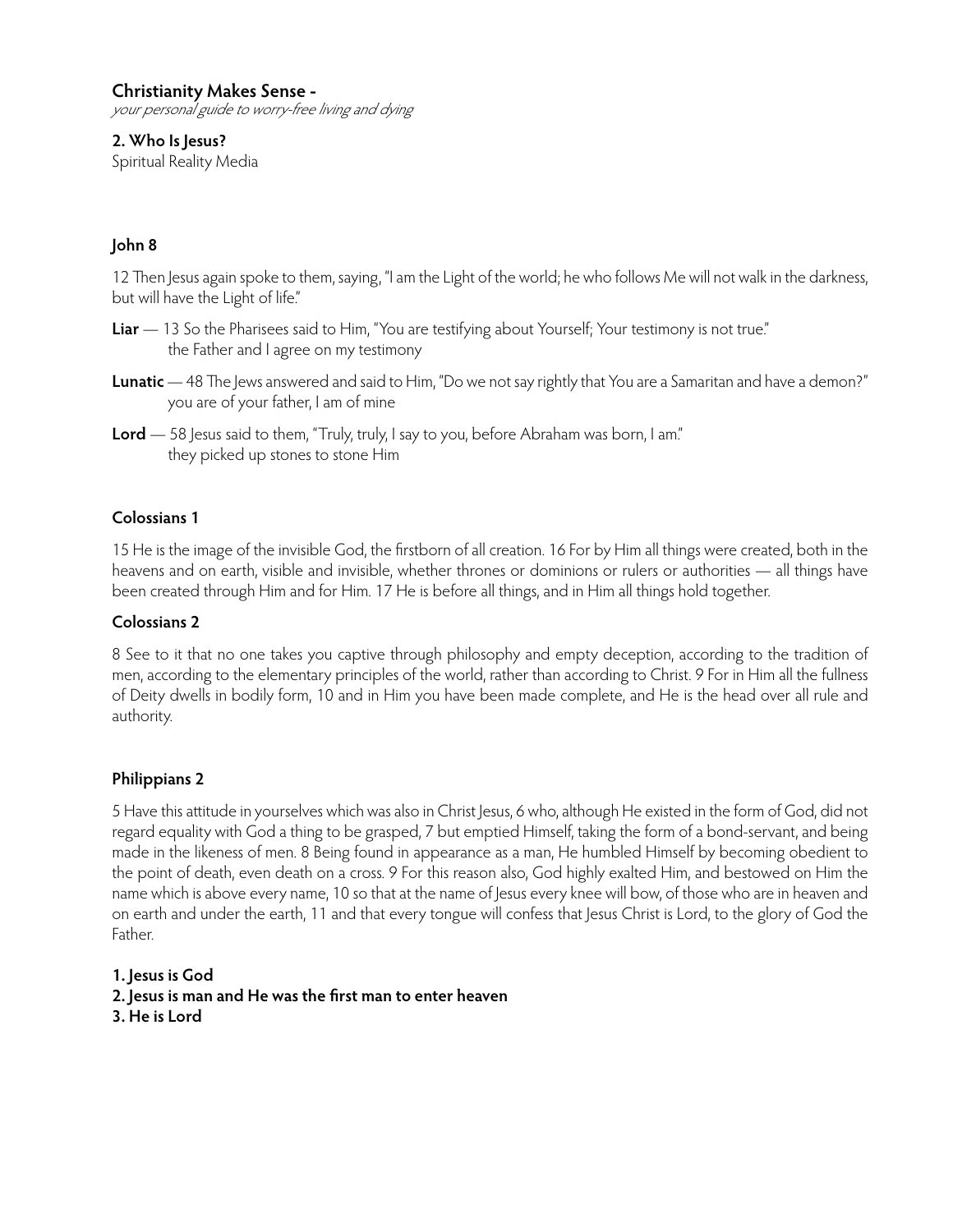**Christianity Makes Sense -**
*your personal guide to worry-free living and dying*

**2. Who Is Jesus?**
Spiritual Reality Media

### John 8

12 Then Jesus again spoke to them, saying, "I am the Light of the world; he who follows Me will not walk in the darkness, but will have the Light of life."

**Liar** — 13 So the Pharisees said to Him, "You are testifying about Yourself; Your testimony is not true."
the Father and I agree on my testimony

**Lunatic** — 48 The Jews answered and said to Him, "Do we not say rightly that You are a Samaritan and have a demon?"
you are of your father, I am of mine

**Lord** — 58 Jesus said to them, "Truly, truly, I say to you, before Abraham was born, I am."
they picked up stones to stone Him

### Colossians 1

15 He is the image of the invisible God, the firstborn of all creation. 16 For by Him all things were created, both in the heavens and on earth, visible and invisible, whether thrones or dominions or rulers or authorities — all things have been created through Him and for Him. 17 He is before all things, and in Him all things hold together.

### Colossians 2

8 See to it that no one takes you captive through philosophy and empty deception, according to the tradition of men, according to the elementary principles of the world, rather than according to Christ. 9 For in Him all the fullness of Deity dwells in bodily form, 10 and in Him you have been made complete, and He is the head over all rule and authority.

### Philippians 2

5 Have this attitude in yourselves which was also in Christ Jesus, 6 who, although He existed in the form of God, did not regard equality with God a thing to be grasped, 7 but emptied Himself, taking the form of a bond-servant, and being made in the likeness of men. 8 Being found in appearance as a man, He humbled Himself by becoming obedient to the point of death, even death on a cross. 9 For this reason also, God highly exalted Him, and bestowed on Him the name which is above every name, 10 so that at the name of Jesus every knee will bow, of those who are in heaven and on earth and under the earth, 11 and that every tongue will confess that Jesus Christ is Lord, to the glory of God the Father.

**1. Jesus is God**
**2. Jesus is man and He was the first man to enter heaven**
**3. He is Lord**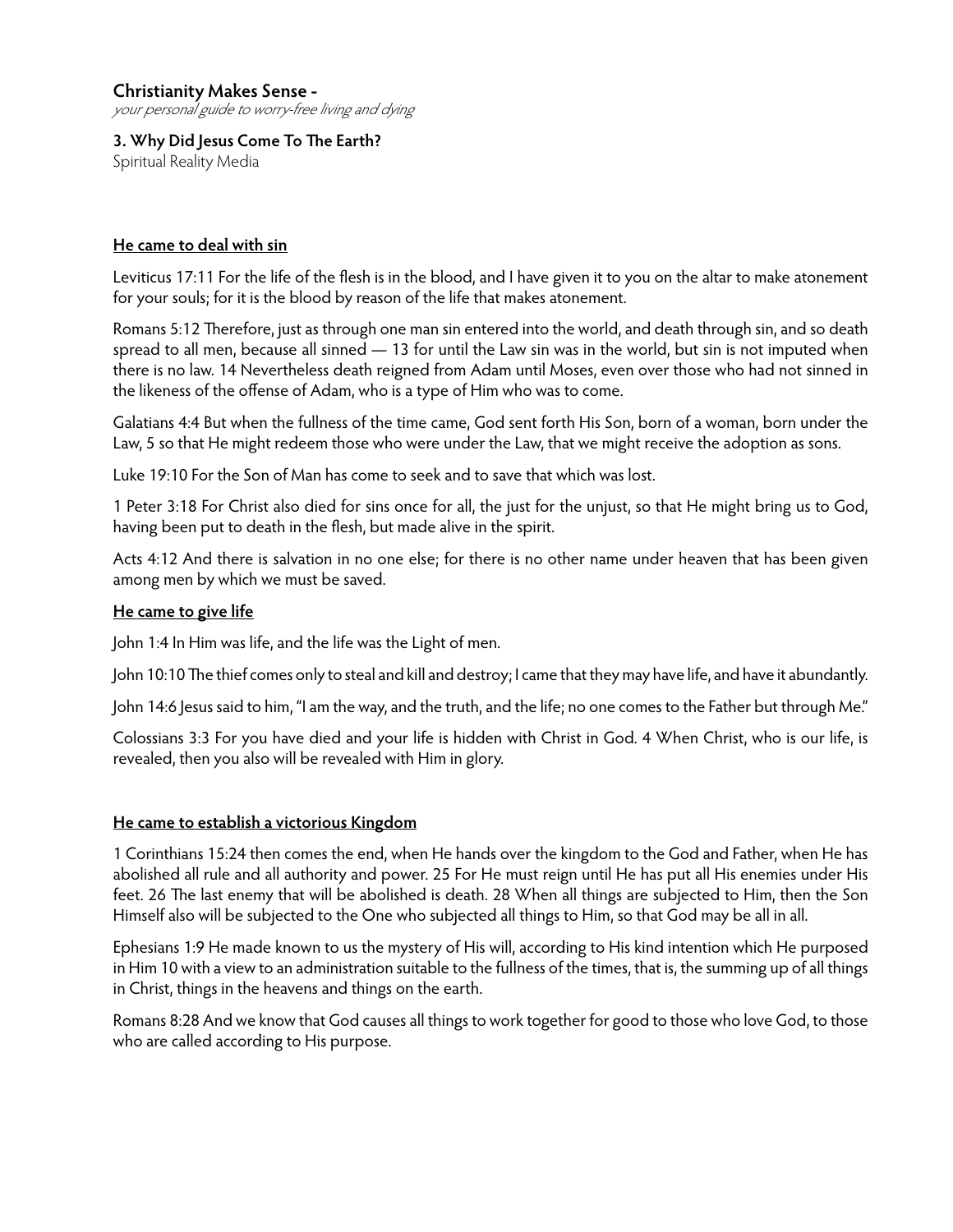**Christianity Makes Sense -**
*your personal guide to worry-free living and dying*

**3. Why Did Jesus Come To The Earth?**
Spiritual Reality Media

## He came to deal with sin

Leviticus 17:11 For the life of the flesh is in the blood, and I have given it to you on the altar to make atonement for your souls; for it is the blood by reason of the life that makes atonement.

Romans 5:12 Therefore, just as through one man sin entered into the world, and death through sin, and so death spread to all men, because all sinned — 13 for until the Law sin was in the world, but sin is not imputed when there is no law. 14 Nevertheless death reigned from Adam until Moses, even over those who had not sinned in the likeness of the offense of Adam, who is a type of Him who was to come.

Galatians 4:4 But when the fullness of the time came, God sent forth His Son, born of a woman, born under the Law, 5 so that He might redeem those who were under the Law, that we might receive the adoption as sons.

Luke 19:10 For the Son of Man has come to seek and to save that which was lost.

1 Peter 3:18 For Christ also died for sins once for all, the just for the unjust, so that He might bring us to God, having been put to death in the flesh, but made alive in the spirit.

Acts 4:12 And there is salvation in no one else; for there is no other name under heaven that has been given among men by which we must be saved.

## He came to give life

John 1:4 In Him was life, and the life was the Light of men.

John 10:10 The thief comes only to steal and kill and destroy; I came that they may have life, and have it abundantly.

John 14:6 Jesus said to him, "I am the way, and the truth, and the life; no one comes to the Father but through Me."

Colossians 3:3 For you have died and your life is hidden with Christ in God. 4 When Christ, who is our life, is revealed, then you also will be revealed with Him in glory.

## He came to establish a victorious Kingdom

1 Corinthians 15:24 then comes the end, when He hands over the kingdom to the God and Father, when He has abolished all rule and all authority and power. 25 For He must reign until He has put all His enemies under His feet. 26 The last enemy that will be abolished is death. 28 When all things are subjected to Him, then the Son Himself also will be subjected to the One who subjected all things to Him, so that God may be all in all.

Ephesians 1:9 He made known to us the mystery of His will, according to His kind intention which He purposed in Him 10 with a view to an administration suitable to the fullness of the times, that is, the summing up of all things in Christ, things in the heavens and things on the earth.

Romans 8:28 And we know that God causes all things to work together for good to those who love God, to those who are called according to His purpose.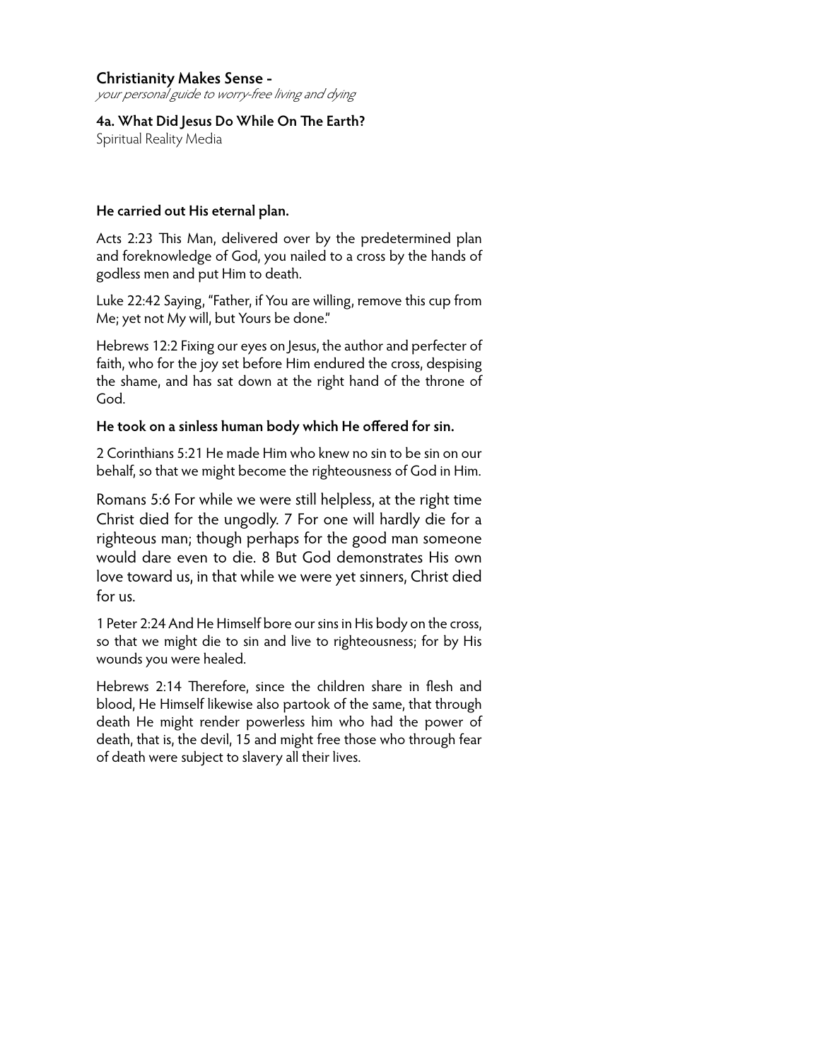**Christianity Makes Sense -**
*your personal guide to worry-free living and dying*

**4a. What Did Jesus Do While On The Earth?**
Spiritual Reality Media

**He carried out His eternal plan.**

Acts 2:23 This Man, delivered over by the predetermined plan and foreknowledge of God, you nailed to a cross by the hands of godless men and put Him to death.

Luke 22:42 Saying, "Father, if You are willing, remove this cup from Me; yet not My will, but Yours be done."

Hebrews 12:2 Fixing our eyes on Jesus, the author and perfecter of faith, who for the joy set before Him endured the cross, despising the shame, and has sat down at the right hand of the throne of God.

**He took on a sinless human body which He offered for sin.**

2 Corinthians 5:21 He made Him who knew no sin to be sin on our behalf, so that we might become the righteousness of God in Him.

Romans 5:6 For while we were still helpless, at the right time Christ died for the ungodly. 7 For one will hardly die for a righteous man; though perhaps for the good man someone would dare even to die. 8 But God demonstrates His own love toward us, in that while we were yet sinners, Christ died for us.

1 Peter 2:24 And He Himself bore our sins in His body on the cross, so that we might die to sin and live to righteousness; for by His wounds you were healed.

Hebrews 2:14 Therefore, since the children share in flesh and blood, He Himself likewise also partook of the same, that through death He might render powerless him who had the power of death, that is, the devil, 15 and might free those who through fear of death were subject to slavery all their lives.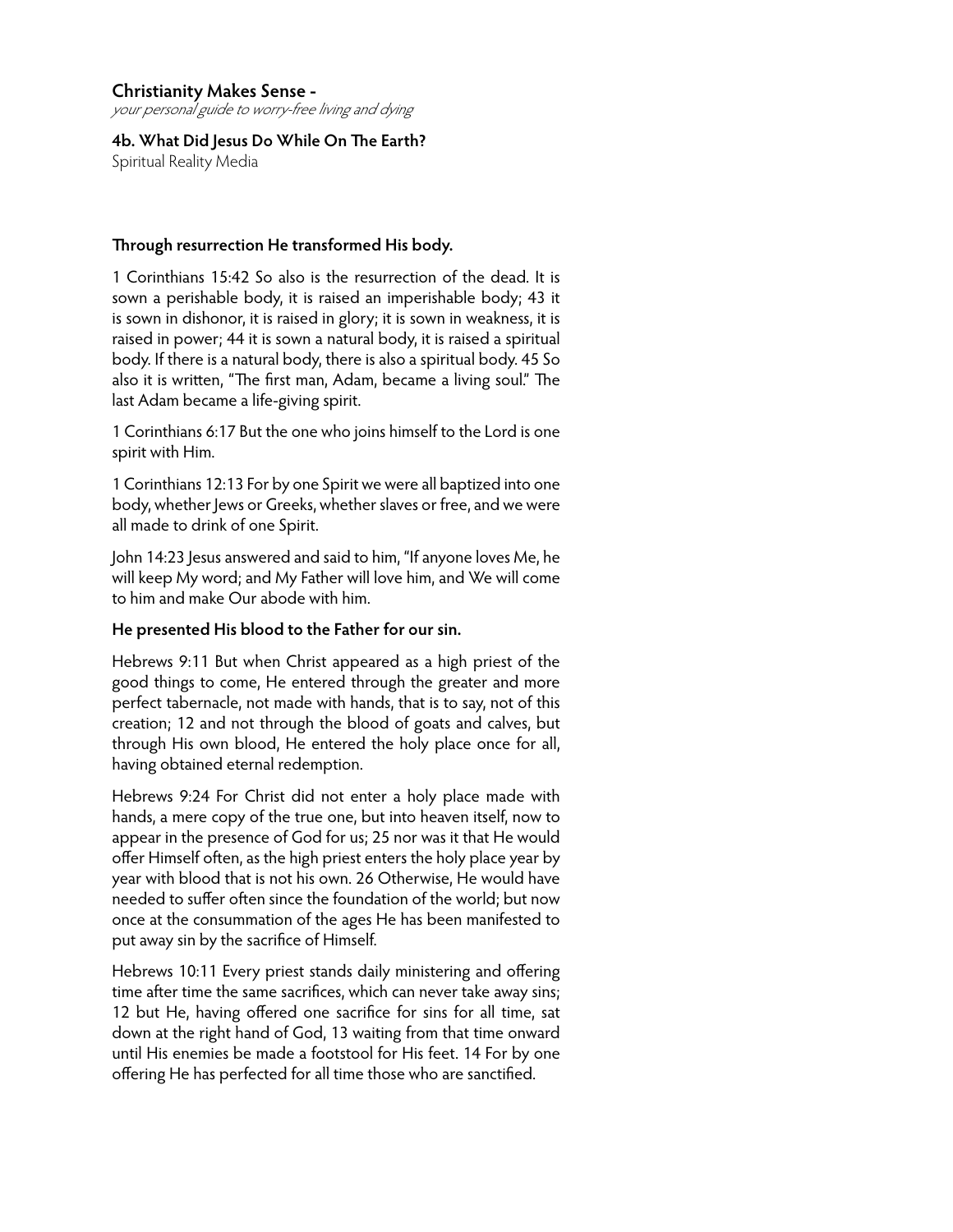**Christianity Makes Sense -**
*your personal guide to worry-free living and dying*

**4b. What Did Jesus Do While On The Earth?**
Spiritual Reality Media

**Through resurrection He transformed His body.**

1 Corinthians 15:42 So also is the resurrection of the dead. It is sown a perishable body, it is raised an imperishable body; 43 it is sown in dishonor, it is raised in glory; it is sown in weakness, it is raised in power; 44 it is sown a natural body, it is raised a spiritual body. If there is a natural body, there is also a spiritual body. 45 So also it is written, "The first man, Adam, became a living soul." The last Adam became a life-giving spirit.

1 Corinthians 6:17 But the one who joins himself to the Lord is one spirit with Him.

1 Corinthians 12:13 For by one Spirit we were all baptized into one body, whether Jews or Greeks, whether slaves or free, and we were all made to drink of one Spirit.

John 14:23 Jesus answered and said to him, "If anyone loves Me, he will keep My word; and My Father will love him, and We will come to him and make Our abode with him.

**He presented His blood to the Father for our sin.**

Hebrews 9:11 But when Christ appeared as a high priest of the good things to come, He entered through the greater and more perfect tabernacle, not made with hands, that is to say, not of this creation; 12 and not through the blood of goats and calves, but through His own blood, He entered the holy place once for all, having obtained eternal redemption.

Hebrews 9:24 For Christ did not enter a holy place made with hands, a mere copy of the true one, but into heaven itself, now to appear in the presence of God for us; 25 nor was it that He would offer Himself often, as the high priest enters the holy place year by year with blood that is not his own. 26 Otherwise, He would have needed to suffer often since the foundation of the world; but now once at the consummation of the ages He has been manifested to put away sin by the sacrifice of Himself.

Hebrews 10:11 Every priest stands daily ministering and offering time after time the same sacrifices, which can never take away sins; 12 but He, having offered one sacrifice for sins for all time, sat down at the right hand of God, 13 waiting from that time onward until His enemies be made a footstool for His feet. 14 For by one offering He has perfected for all time those who are sanctified.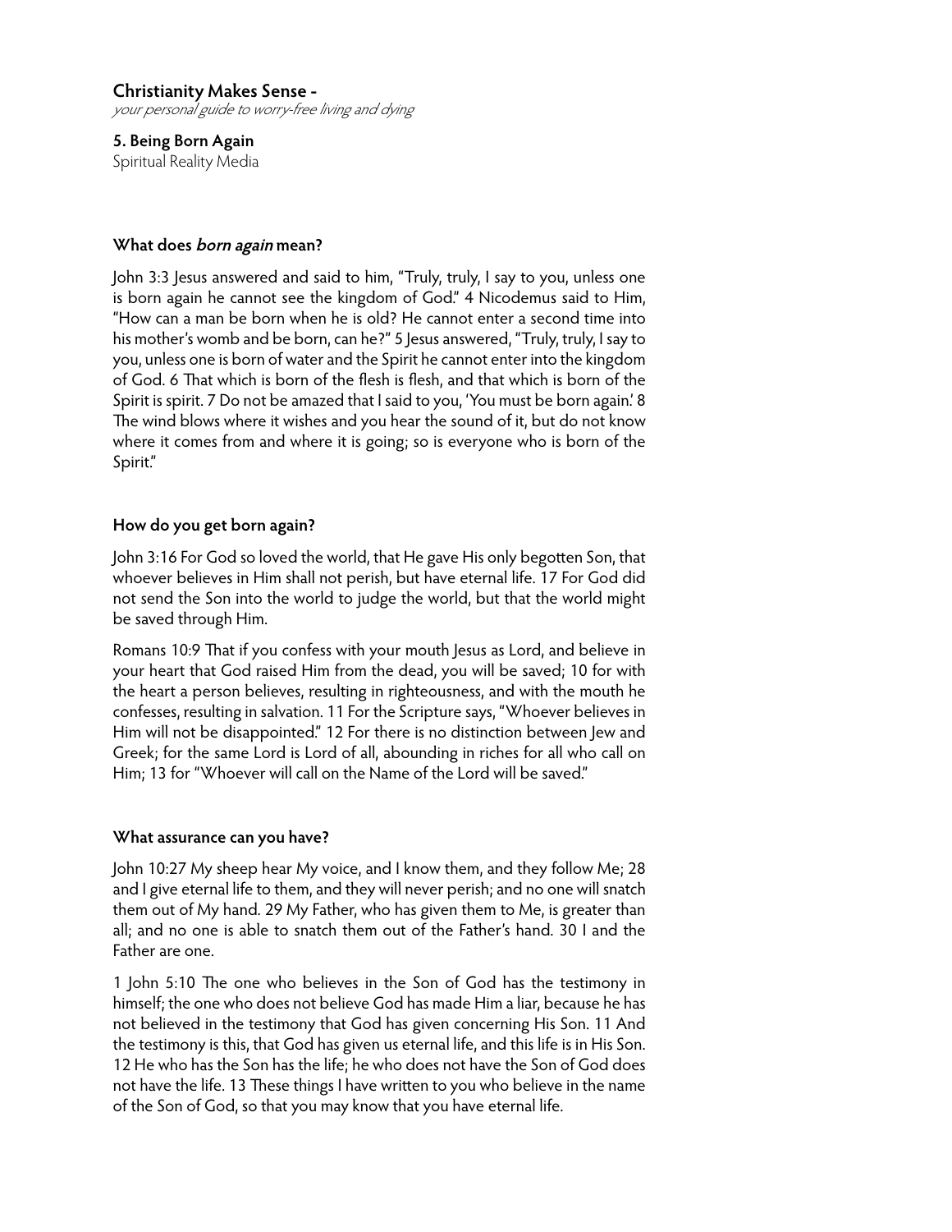**Christianity Makes Sense -**
*your personal guide to worry-free living and dying*

**5. Being Born Again**
Spiritual Reality Media

### What does *born again* mean?

John 3:3 Jesus answered and said to him, "Truly, truly, I say to you, unless one is born again he cannot see the kingdom of God." 4 Nicodemus said to Him, "How can a man be born when he is old? He cannot enter a second time into his mother's womb and be born, can he?" 5 Jesus answered, "Truly, truly, I say to you, unless one is born of water and the Spirit he cannot enter into the kingdom of God. 6 That which is born of the flesh is flesh, and that which is born of the Spirit is spirit. 7 Do not be amazed that I said to you, 'You must be born again.' 8 The wind blows where it wishes and you hear the sound of it, but do not know where it comes from and where it is going; so is everyone who is born of the Spirit."

### How do you get born again?

John 3:16 For God so loved the world, that He gave His only begotten Son, that whoever believes in Him shall not perish, but have eternal life. 17 For God did not send the Son into the world to judge the world, but that the world might be saved through Him.

Romans 10:9 That if you confess with your mouth Jesus as Lord, and believe in your heart that God raised Him from the dead, you will be saved; 10 for with the heart a person believes, resulting in righteousness, and with the mouth he confesses, resulting in salvation. 11 For the Scripture says, "Whoever believes in Him will not be disappointed." 12 For there is no distinction between Jew and Greek; for the same Lord is Lord of all, abounding in riches for all who call on Him; 13 for "Whoever will call on the Name of the Lord will be saved."

### What assurance can you have?

John 10:27 My sheep hear My voice, and I know them, and they follow Me; 28 and I give eternal life to them, and they will never perish; and no one will snatch them out of My hand. 29 My Father, who has given them to Me, is greater than all; and no one is able to snatch them out of the Father's hand. 30 I and the Father are one.

1 John 5:10 The one who believes in the Son of God has the testimony in himself; the one who does not believe God has made Him a liar, because he has not believed in the testimony that God has given concerning His Son. 11 And the testimony is this, that God has given us eternal life, and this life is in His Son. 12 He who has the Son has the life; he who does not have the Son of God does not have the life. 13 These things I have written to you who believe in the name of the Son of God, so that you may know that you have eternal life.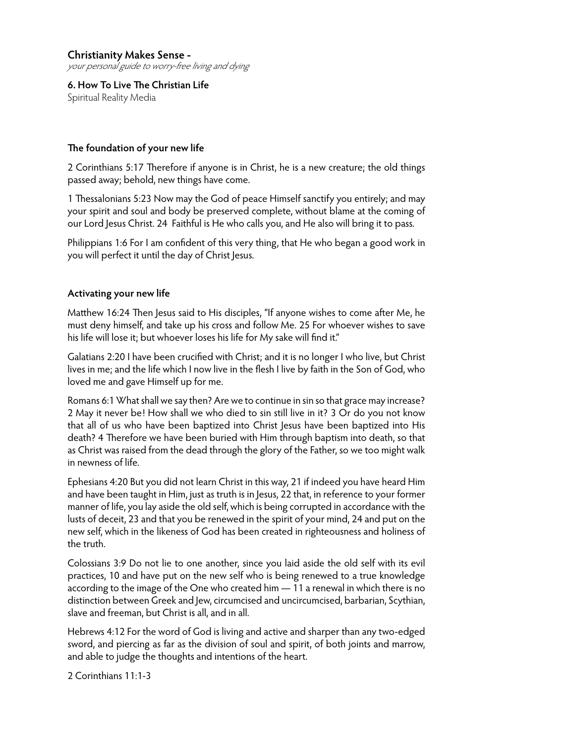**Christianity Makes Sense -**
*your personal guide to worry-free living and dying*

**6. How To Live The Christian Life**
Spiritual Reality Media

### The foundation of your new life

2 Corinthians 5:17 Therefore if anyone is in Christ, he is a new creature; the old things passed away; behold, new things have come.

1 Thessalonians 5:23 Now may the God of peace Himself sanctify you entirely; and may your spirit and soul and body be preserved complete, without blame at the coming of our Lord Jesus Christ. 24 Faithful is He who calls you, and He also will bring it to pass.

Philippians 1:6 For I am confident of this very thing, that He who began a good work in you will perfect it until the day of Christ Jesus.

### Activating your new life

Matthew 16:24 Then Jesus said to His disciples, "If anyone wishes to come after Me, he must deny himself, and take up his cross and follow Me. 25 For whoever wishes to save his life will lose it; but whoever loses his life for My sake will find it."

Galatians 2:20 I have been crucified with Christ; and it is no longer I who live, but Christ lives in me; and the life which I now live in the flesh I live by faith in the Son of God, who loved me and gave Himself up for me.

Romans 6:1 What shall we say then? Are we to continue in sin so that grace may increase? 2 May it never be! How shall we who died to sin still live in it? 3 Or do you not know that all of us who have been baptized into Christ Jesus have been baptized into His death? 4 Therefore we have been buried with Him through baptism into death, so that as Christ was raised from the dead through the glory of the Father, so we too might walk in newness of life.

Ephesians 4:20 But you did not learn Christ in this way, 21 if indeed you have heard Him and have been taught in Him, just as truth is in Jesus, 22 that, in reference to your former manner of life, you lay aside the old self, which is being corrupted in accordance with the lusts of deceit, 23 and that you be renewed in the spirit of your mind, 24 and put on the new self, which in the likeness of God has been created in righteousness and holiness of the truth.

Colossians 3:9 Do not lie to one another, since you laid aside the old self with its evil practices, 10 and have put on the new self who is being renewed to a true knowledge according to the image of the One who created him — 11 a renewal in which there is no distinction between Greek and Jew, circumcised and uncircumcised, barbarian, Scythian, slave and freeman, but Christ is all, and in all.

Hebrews 4:12 For the word of God is living and active and sharper than any two-edged sword, and piercing as far as the division of soul and spirit, of both joints and marrow, and able to judge the thoughts and intentions of the heart.

2 Corinthians 11:1-3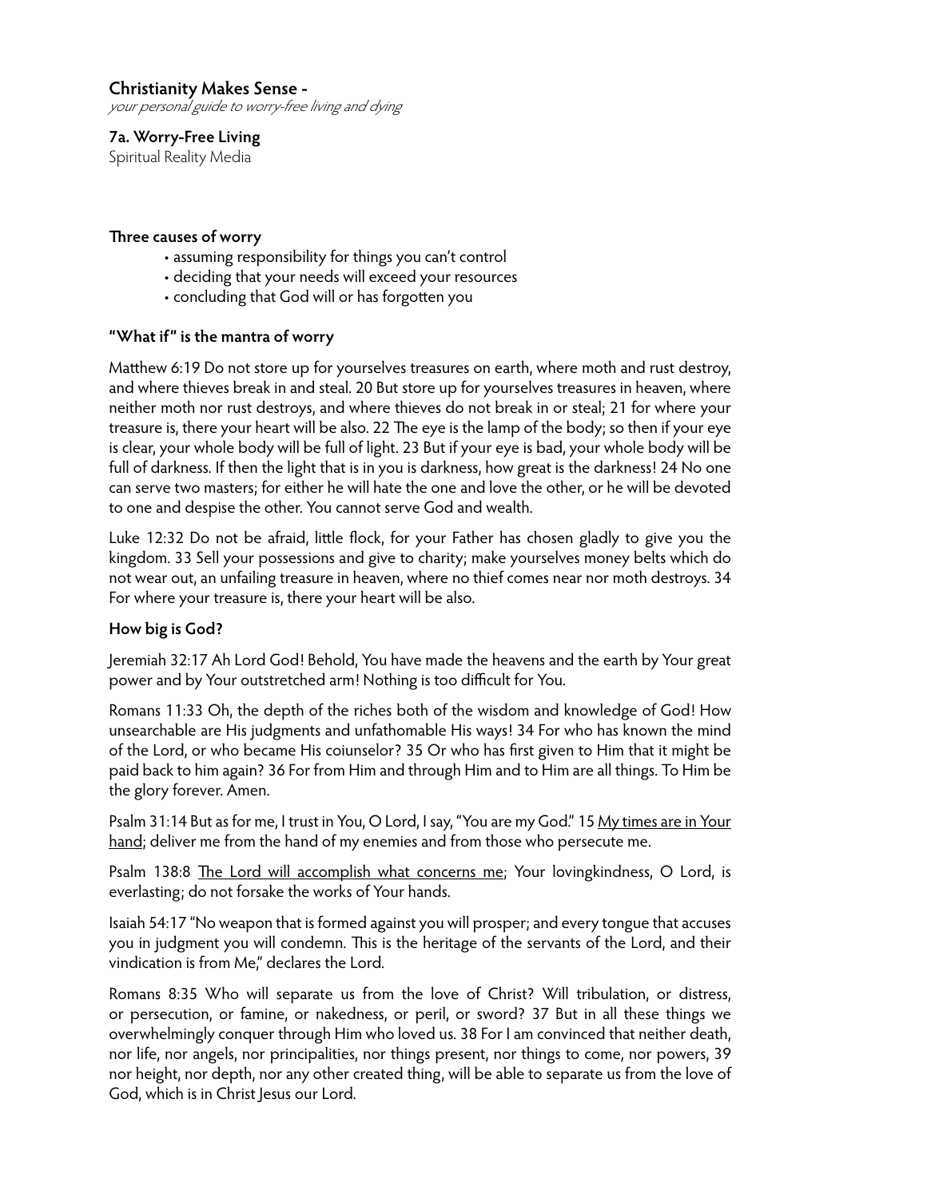**Christianity Makes Sense -**
*your personal guide to worry-free living and dying*

**7a. Worry-Free Living**
Spiritual Reality Media

**Three causes of worry**

- assuming responsibility for things you can't control
- deciding that your needs will exceed your resources
- concluding that God will or has forgotten you

**"What if" is the mantra of worry**

Matthew 6:19 Do not store up for yourselves treasures on earth, where moth and rust destroy, and where thieves break in and steal. 20 But store up for yourselves treasures in heaven, where neither moth nor rust destroys, and where thieves do not break in or steal; 21 for where your treasure is, there your heart will be also. 22 The eye is the lamp of the body; so then if your eye is clear, your whole body will be full of light. 23 But if your eye is bad, your whole body will be full of darkness. If then the light that is in you is darkness, how great is the darkness! 24 No one can serve two masters; for either he will hate the one and love the other, or he will be devoted to one and despise the other. You cannot serve God and wealth.

Luke 12:32 Do not be afraid, little flock, for your Father has chosen gladly to give you the kingdom. 33 Sell your possessions and give to charity; make yourselves money belts which do not wear out, an unfailing treasure in heaven, where no thief comes near nor moth destroys. 34 For where your treasure is, there your heart will be also.

**How big is God?**

Jeremiah 32:17 Ah Lord God! Behold, You have made the heavens and the earth by Your great power and by Your outstretched arm! Nothing is too difficult for You.

Romans 11:33 Oh, the depth of the riches both of the wisdom and knowledge of God! How unsearchable are His judgments and unfathomable His ways! 34 For who has known the mind of the Lord, or who became His coiunselor? 35 Or who has first given to Him that it might be paid back to him again? 36 For from Him and through Him and to Him are all things. To Him be the glory forever. Amen.

Psalm 31:14 But as for me, I trust in You, O Lord, I say, "You are my God." 15 <u>My times are in Your hand</u>; deliver me from the hand of my enemies and from those who persecute me.

Psalm 138:8 <u>The Lord will accomplish what concerns me</u>; Your lovingkindness, O Lord, is everlasting; do not forsake the works of Your hands.

Isaiah 54:17 "No weapon that is formed against you will prosper; and every tongue that accuses you in judgment you will condemn. This is the heritage of the servants of the Lord, and their vindication is from Me," declares the Lord.

Romans 8:35 Who will separate us from the love of Christ? Will tribulation, or distress, or persecution, or famine, or nakedness, or peril, or sword? 37 But in all these things we overwhelmingly conquer through Him who loved us. 38 For I am convinced that neither death, nor life, nor angels, nor principalities, nor things present, nor things to come, nor powers, 39 nor height, nor depth, nor any other created thing, will be able to separate us from the love of God, which is in Christ Jesus our Lord.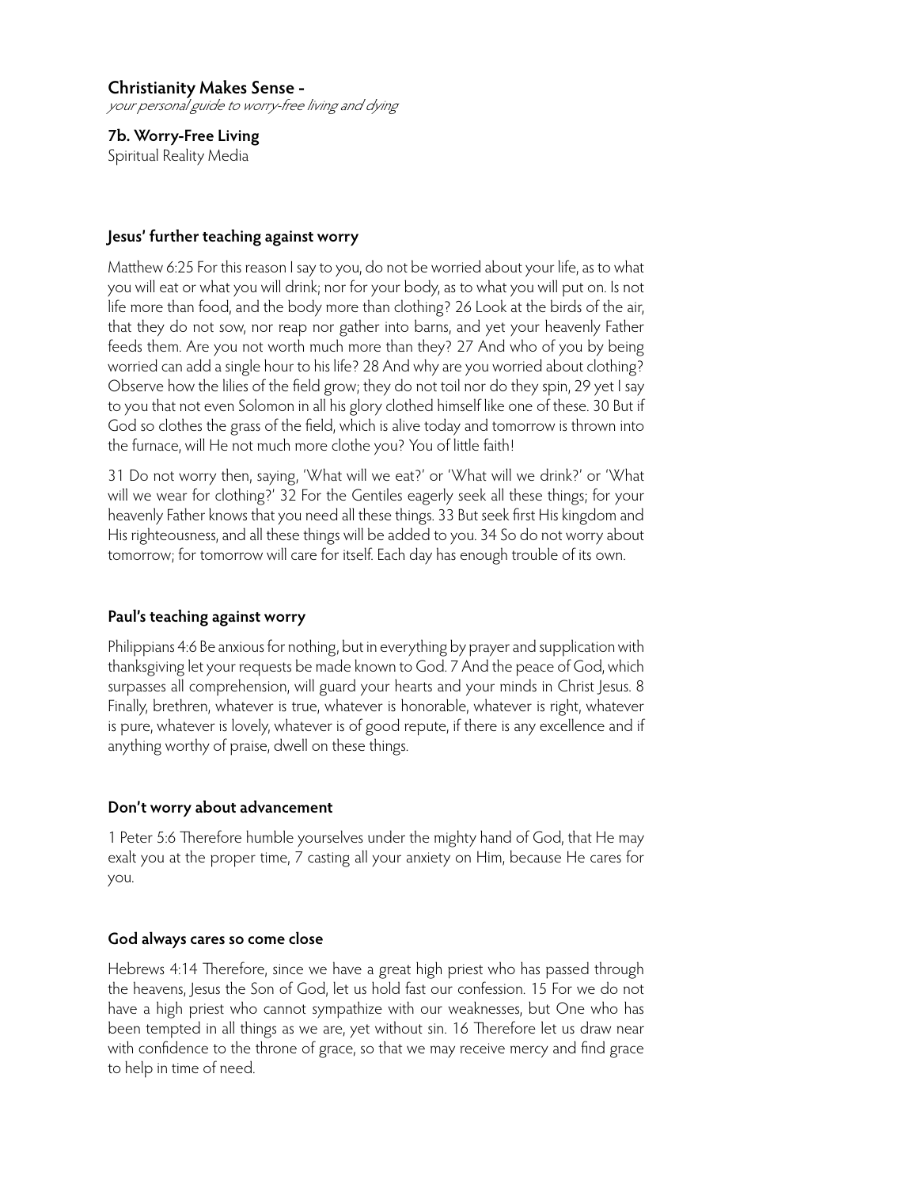**Christianity Makes Sense -**
*your personal guide to worry-free living and dying*

**7b. Worry-Free Living**
Spiritual Reality Media

### Jesus' further teaching against worry

Matthew 6:25 For this reason I say to you, do not be worried about your life, as to what you will eat or what you will drink; nor for your body, as to what you will put on. Is not life more than food, and the body more than clothing? 26 Look at the birds of the air, that they do not sow, nor reap nor gather into barns, and yet your heavenly Father feeds them. Are you not worth much more than they? 27 And who of you by being worried can add a single hour to his life? 28 And why are you worried about clothing? Observe how the lilies of the field grow; they do not toil nor do they spin, 29 yet I say to you that not even Solomon in all his glory clothed himself like one of these. 30 But if God so clothes the grass of the field, which is alive today and tomorrow is thrown into the furnace, will He not much more clothe you? You of little faith!

31 Do not worry then, saying, 'What will we eat?' or 'What will we drink?' or 'What will we wear for clothing?' 32 For the Gentiles eagerly seek all these things; for your heavenly Father knows that you need all these things. 33 But seek first His kingdom and His righteousness, and all these things will be added to you. 34 So do not worry about tomorrow; for tomorrow will care for itself. Each day has enough trouble of its own.

### Paul's teaching against worry

Philippians 4:6 Be anxious for nothing, but in everything by prayer and supplication with thanksgiving let your requests be made known to God. 7 And the peace of God, which surpasses all comprehension, will guard your hearts and your minds in Christ Jesus. 8 Finally, brethren, whatever is true, whatever is honorable, whatever is right, whatever is pure, whatever is lovely, whatever is of good repute, if there is any excellence and if anything worthy of praise, dwell on these things.

### Don't worry about advancement

1 Peter 5:6 Therefore humble yourselves under the mighty hand of God, that He may exalt you at the proper time, 7 casting all your anxiety on Him, because He cares for you.

### God always cares so come close

Hebrews 4:14 Therefore, since we have a great high priest who has passed through the heavens, Jesus the Son of God, let us hold fast our confession. 15 For we do not have a high priest who cannot sympathize with our weaknesses, but One who has been tempted in all things as we are, yet without sin. 16 Therefore let us draw near with confidence to the throne of grace, so that we may receive mercy and find grace to help in time of need.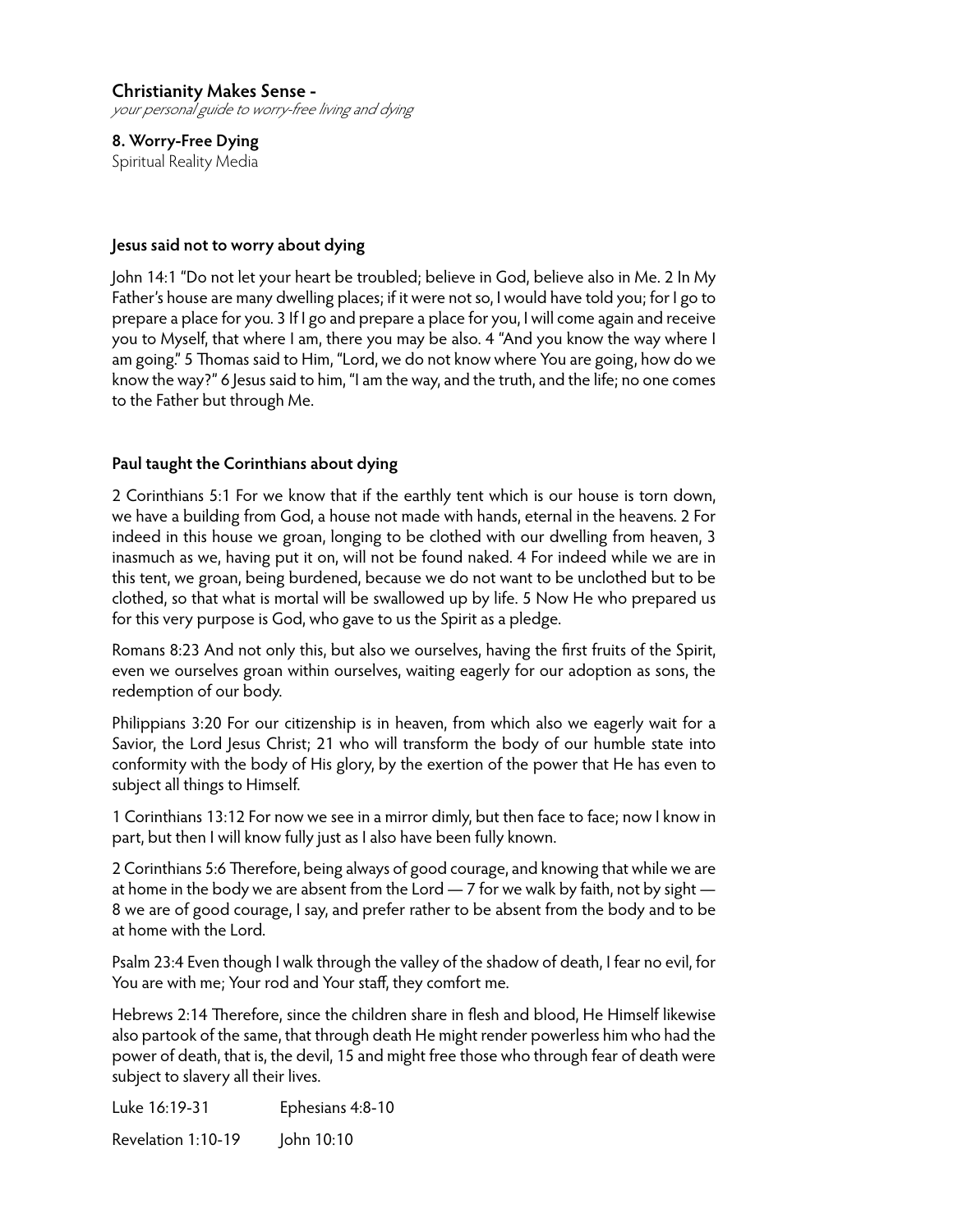**Christianity Makes Sense -**
*your personal guide to worry-free living and dying*

**8. Worry-Free Dying**
Spiritual Reality Media

### Jesus said not to worry about dying

John 14:1 "Do not let your heart be troubled; believe in God, believe also in Me. 2 In My Father's house are many dwelling places; if it were not so, I would have told you; for I go to prepare a place for you. 3 If I go and prepare a place for you, I will come again and receive you to Myself, that where I am, there you may be also. 4 "And you know the way where I am going." 5 Thomas said to Him, "Lord, we do not know where You are going, how do we know the way?" 6 Jesus said to him, "I am the way, and the truth, and the life; no one comes to the Father but through Me.

### Paul taught the Corinthians about dying

2 Corinthians 5:1 For we know that if the earthly tent which is our house is torn down, we have a building from God, a house not made with hands, eternal in the heavens. 2 For indeed in this house we groan, longing to be clothed with our dwelling from heaven, 3 inasmuch as we, having put it on, will not be found naked. 4 For indeed while we are in this tent, we groan, being burdened, because we do not want to be unclothed but to be clothed, so that what is mortal will be swallowed up by life. 5 Now He who prepared us for this very purpose is God, who gave to us the Spirit as a pledge.

Romans 8:23 And not only this, but also we ourselves, having the first fruits of the Spirit, even we ourselves groan within ourselves, waiting eagerly for our adoption as sons, the redemption of our body.

Philippians 3:20 For our citizenship is in heaven, from which also we eagerly wait for a Savior, the Lord Jesus Christ; 21 who will transform the body of our humble state into conformity with the body of His glory, by the exertion of the power that He has even to subject all things to Himself.

1 Corinthians 13:12 For now we see in a mirror dimly, but then face to face; now I know in part, but then I will know fully just as I also have been fully known.

2 Corinthians 5:6 Therefore, being always of good courage, and knowing that while we are at home in the body we are absent from the Lord — 7 for we walk by faith, not by sight — 8 we are of good courage, I say, and prefer rather to be absent from the body and to be at home with the Lord.

Psalm 23:4 Even though I walk through the valley of the shadow of death, I fear no evil, for You are with me; Your rod and Your staff, they comfort me.

Hebrews 2:14 Therefore, since the children share in flesh and blood, He Himself likewise also partook of the same, that through death He might render powerless him who had the power of death, that is, the devil, 15 and might free those who through fear of death were subject to slavery all their lives.

| | |
|---|---|
| Luke 16:19-31 | Ephesians 4:8-10 |
| Revelation 1:10-19 | John 10:10 |